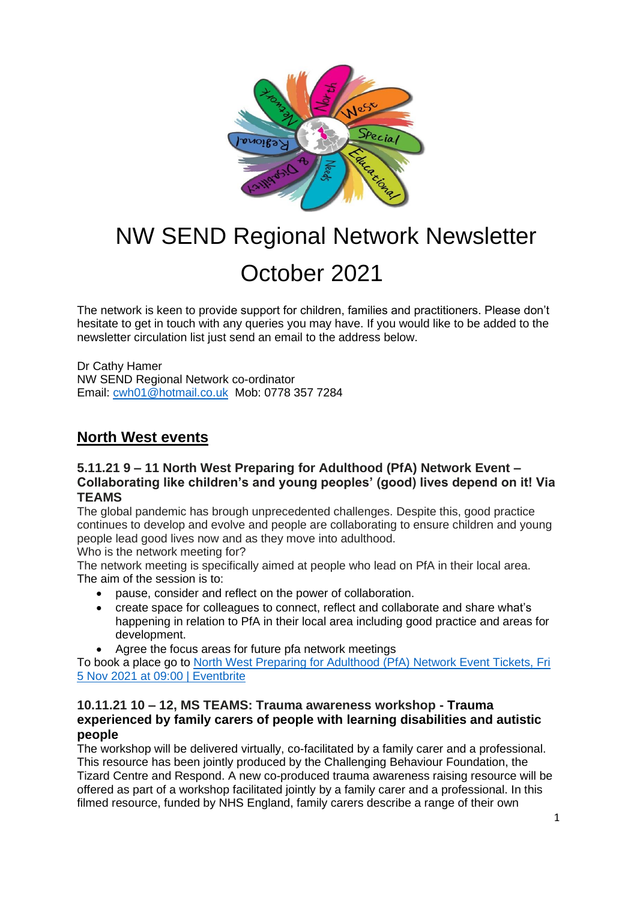# NW SEND Regional Network Newsletter

# October 2021

The network is keen to provide support for children, families and practitioners. Please don't hesitate to get in touch with any queries you may have. If you would like to be added to the newsletter circulation list just send an email to the address below.

Dr Cathy Hamer
NW SEND Regional Network co-ordinator
Email: cwh01@hotmail.co.uk Mob: 0778 357 7284

## North West events

### 5.11.21 9 – 11 North West Preparing for Adulthood (PfA) Network Event – Collaborating like children's and young peoples' (good) lives depend on it! Via TEAMS

The global pandemic has brough unprecedented challenges. Despite this, good practice continues to develop and evolve and people are collaborating to ensure children and young people lead good lives now and as they move into adulthood.
Who is the network meeting for?
The network meeting is specifically aimed at people who lead on PfA in their local area.
The aim of the session is to:

- pause, consider and reflect on the power of collaboration.
- create space for colleagues to connect, reflect and collaborate and share what's happening in relation to PfA in their local area including good practice and areas for development.
- Agree the focus areas for future pfa network meetings

To book a place go to North West Preparing for Adulthood (PfA) Network Event Tickets, Fri 5 Nov 2021 at 09:00 | Eventbrite

### 10.11.21 10 – 12, MS TEAMS: Trauma awareness workshop - Trauma experienced by family carers of people with learning disabilities and autistic people

The workshop will be delivered virtually, co-facilitated by a family carer and a professional. This resource has been jointly produced by the Challenging Behaviour Foundation, the Tizard Centre and Respond. A new co-produced trauma awareness raising resource will be offered as part of a workshop facilitated jointly by a family carer and a professional. In this filmed resource, funded by NHS England, family carers describe a range of their own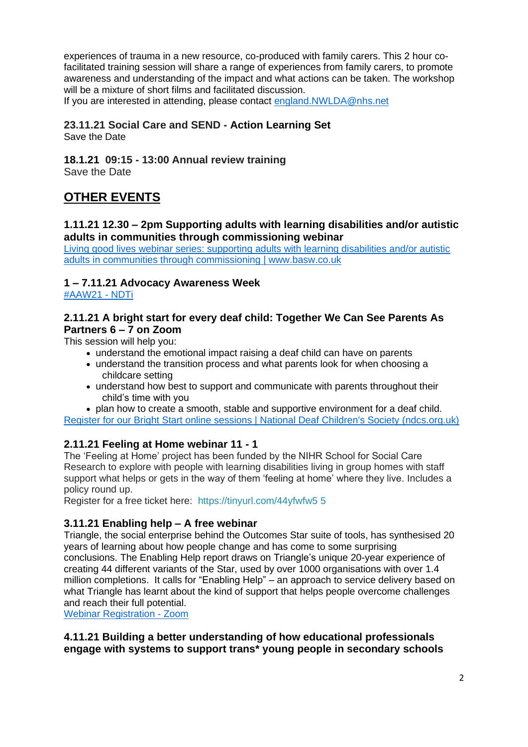experiences of trauma in a new resource, co-produced with family carers. This 2 hour co-facilitated training session will share a range of experiences from family carers, to promote awareness and understanding of the impact and what actions can be taken. The workshop will be a mixture of short films and facilitated discussion.
If you are interested in attending, please contact england.NWLDA@nhs.net

**23.11.21 Social Care and SEND - Action Learning Set**
Save the Date

**18.1.21 09:15 - 13:00 Annual review training**
Save the Date

## OTHER EVENTS

### 1.11.21 12.30 – 2pm Supporting adults with learning disabilities and/or autistic adults in communities through commissioning webinar

Living good lives webinar series: supporting adults with learning disabilities and/or autistic adults in communities through commissioning | www.basw.co.uk

### 1 – 7.11.21 Advocacy Awareness Week

#AAW21 - NDTi

### 2.11.21 A bright start for every deaf child: Together We Can See Parents As Partners 6 – 7 on Zoom

This session will help you:

- understand the emotional impact raising a deaf child can have on parents
- understand the transition process and what parents look for when choosing a childcare setting
- understand how best to support and communicate with parents throughout their child's time with you
- plan how to create a smooth, stable and supportive environment for a deaf child.

Register for our Bright Start online sessions | National Deaf Children's Society (ndcs.org.uk)

### 2.11.21 Feeling at Home webinar 11 - 1

The 'Feeling at Home' project has been funded by the NIHR School for Social Care Research to explore with people with learning disabilities living in group homes with staff support what helps or gets in the way of them 'feeling at home' where they live. Includes a policy round up.
Register for a free ticket here: https://tinyurl.com/44yfwfw5 5

### 3.11.21 Enabling help – A free webinar

Triangle, the social enterprise behind the Outcomes Star suite of tools, has synthesised 20 years of learning about how people change and has come to some surprising conclusions. The Enabling Help report draws on Triangle's unique 20-year experience of creating 44 different variants of the Star, used by over 1000 organisations with over 1.4 million completions. It calls for "Enabling Help" – an approach to service delivery based on what Triangle has learnt about the kind of support that helps people overcome challenges and reach their full potential.
Webinar Registration - Zoom

### 4.11.21 Building a better understanding of how educational professionals engage with systems to support trans* young people in secondary schools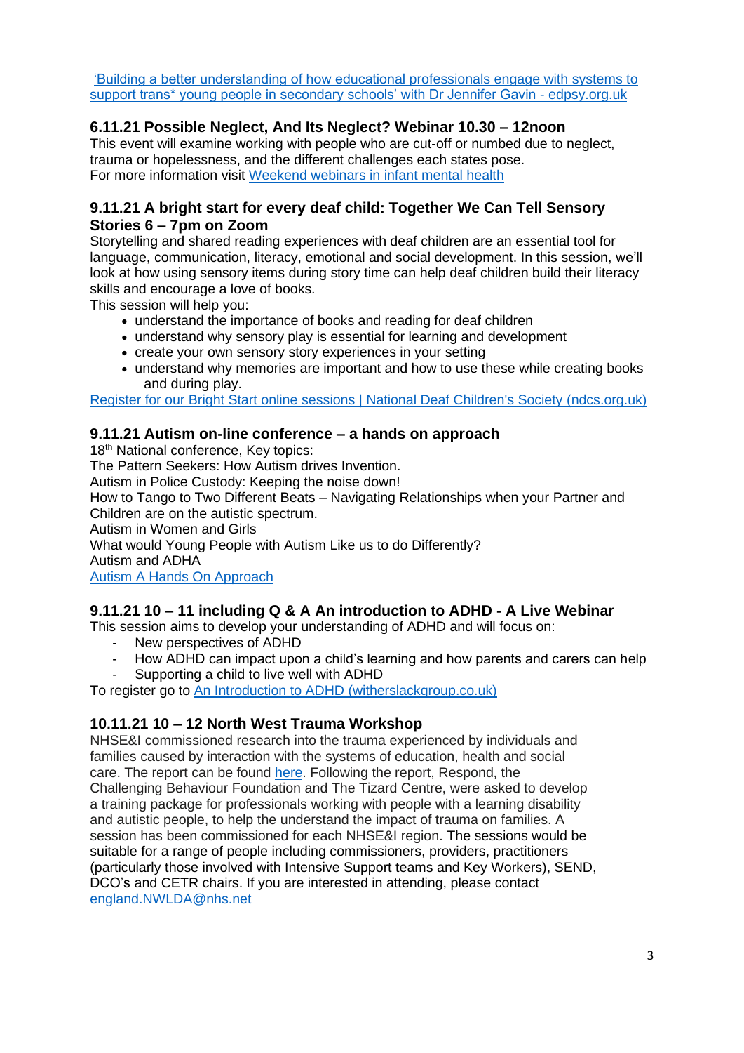['Building a better understanding of how educational professionals engage with systems to support trans* young people in secondary schools' with Dr Jennifer Gavin - edpsy.org.uk](#)

### 6.11.21 Possible Neglect, And Its Neglect? Webinar 10.30 – 12noon

This event will examine working with people who are cut-off or numbed due to neglect, trauma or hopelessness, and the different challenges each states pose.
For more information visit Weekend webinars in infant mental health

### 9.11.21 A bright start for every deaf child: Together We Can Tell Sensory Stories 6 – 7pm on Zoom

Storytelling and shared reading experiences with deaf children are an essential tool for language, communication, literacy, emotional and social development. In this session, we'll look at how using sensory items during story time can help deaf children build their literacy skills and encourage a love of books.
This session will help you:

- understand the importance of books and reading for deaf children
- understand why sensory play is essential for learning and development
- create your own sensory story experiences in your setting
- understand why memories are important and how to use these while creating books and during play.

Register for our Bright Start online sessions | National Deaf Children's Society (ndcs.org.uk)

### 9.11.21 Autism on-line conference – a hands on approach

18th National conference, Key topics:
The Pattern Seekers: How Autism drives Invention.
Autism in Police Custody: Keeping the noise down!
How to Tango to Two Different Beats – Navigating Relationships when your Partner and Children are on the autistic spectrum.
Autism in Women and Girls
What would Young People with Autism Like us to do Differently?
Autism and ADHA
Autism A Hands On Approach

### 9.11.21 10 – 11 including Q & A An introduction to ADHD - A Live Webinar

This session aims to develop your understanding of ADHD and will focus on:

- New perspectives of ADHD
- How ADHD can impact upon a child's learning and how parents and carers can help
- Supporting a child to live well with ADHD

To register go to An Introduction to ADHD (witherslackgroup.co.uk)

### 10.11.21 10 – 12 North West Trauma Workshop

NHSE&I commissioned research into the trauma experienced by individuals and families caused by interaction with the systems of education, health and social care. The report can be found here. Following the report, Respond, the Challenging Behaviour Foundation and The Tizard Centre, were asked to develop a training package for professionals working with people with a learning disability and autistic people, to help the understand the impact of trauma on families. A session has been commissioned for each NHSE&I region. The sessions would be suitable for a range of people including commissioners, providers, practitioners (particularly those involved with Intensive Support teams and Key Workers), SEND, DCO's and CETR chairs. If you are interested in attending, please contact england.NWLDA@nhs.net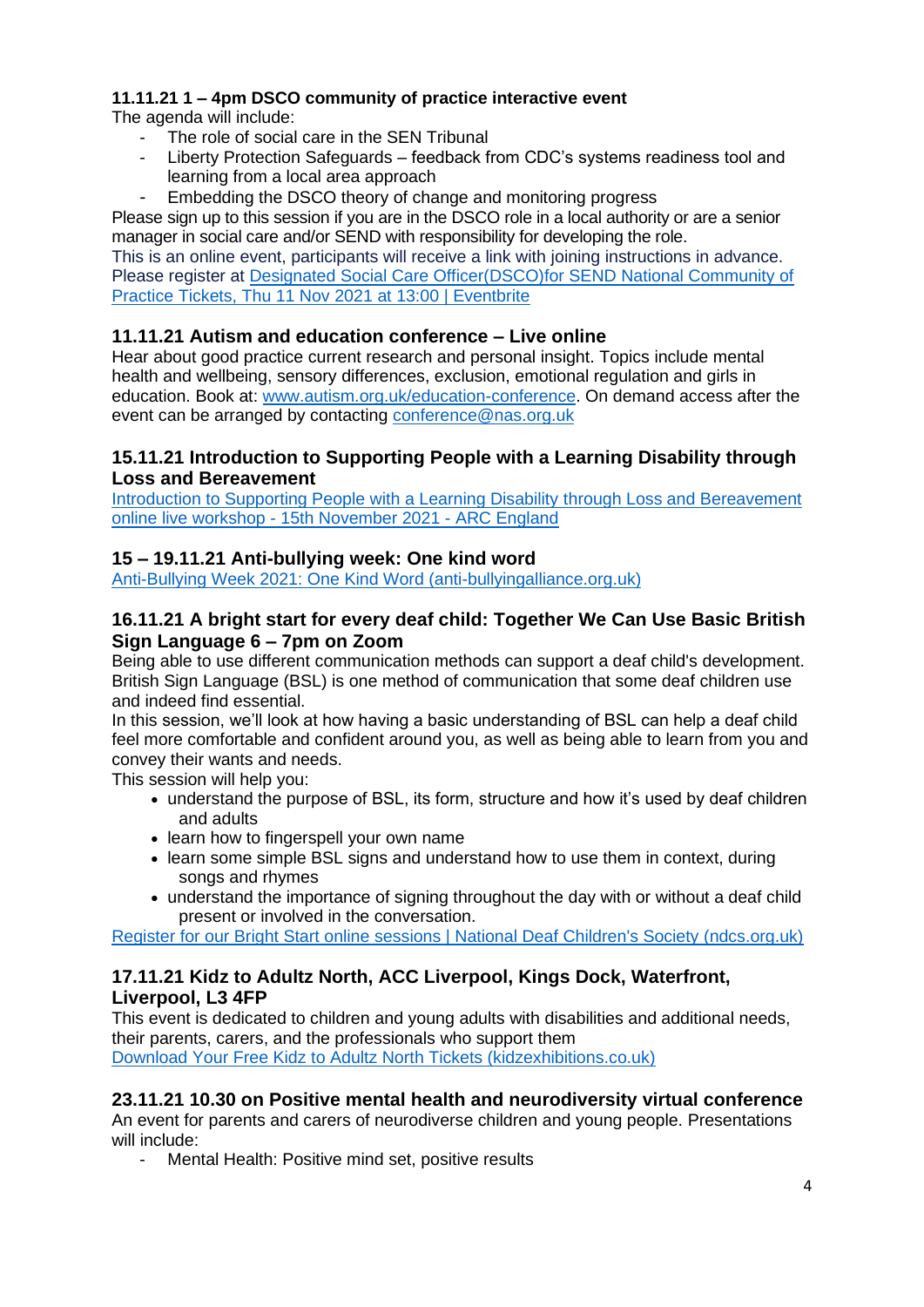**11.11.21 1 – 4pm DSCO community of practice interactive event**

The agenda will include:

- The role of social care in the SEN Tribunal
- Liberty Protection Safeguards – feedback from CDC's systems readiness tool and learning from a local area approach
- Embedding the DSCO theory of change and monitoring progress

Please sign up to this session if you are in the DSCO role in a local authority or are a senior manager in social care and/or SEND with responsibility for developing the role.

This is an online event, participants will receive a link with joining instructions in advance.

Please register at [Designated Social Care Officer(DSCO)for SEND National Community of Practice Tickets, Thu 11 Nov 2021 at 13:00 | Eventbrite]

### 11.11.21 Autism and education conference – Live online

Hear about good practice current research and personal insight. Topics include mental health and wellbeing, sensory differences, exclusion, emotional regulation and girls in education. Book at: www.autism.org.uk/education-conference. On demand access after the event can be arranged by contacting conference@nas.org.uk

### 15.11.21 Introduction to Supporting People with a Learning Disability through Loss and Bereavement

[Introduction to Supporting People with a Learning Disability through Loss and Bereavement online live workshop - 15th November 2021 - ARC England]

### 15 – 19.11.21 Anti-bullying week: One kind word

[Anti-Bullying Week 2021: One Kind Word (anti-bullyingalliance.org.uk)]

### 16.11.21 A bright start for every deaf child: Together We Can Use Basic British Sign Language 6 – 7pm on Zoom

Being able to use different communication methods can support a deaf child's development. British Sign Language (BSL) is one method of communication that some deaf children use and indeed find essential.

In this session, we'll look at how having a basic understanding of BSL can help a deaf child feel more comfortable and confident around you, as well as being able to learn from you and convey their wants and needs.

This session will help you:

- understand the purpose of BSL, its form, structure and how it's used by deaf children and adults
- learn how to fingerspell your own name
- learn some simple BSL signs and understand how to use them in context, during songs and rhymes
- understand the importance of signing throughout the day with or without a deaf child present or involved in the conversation.

[Register for our Bright Start online sessions | National Deaf Children's Society (ndcs.org.uk)]

### 17.11.21 Kidz to Adultz North, ACC Liverpool, Kings Dock, Waterfront, Liverpool, L3 4FP

This event is dedicated to children and young adults with disabilities and additional needs, their parents, carers, and the professionals who support them

[Download Your Free Kidz to Adultz North Tickets (kidzexhibitions.co.uk)]

### 23.11.21 10.30 on Positive mental health and neurodiversity virtual conference

An event for parents and carers of neurodiverse children and young people. Presentations will include:

- Mental Health: Positive mind set, positive results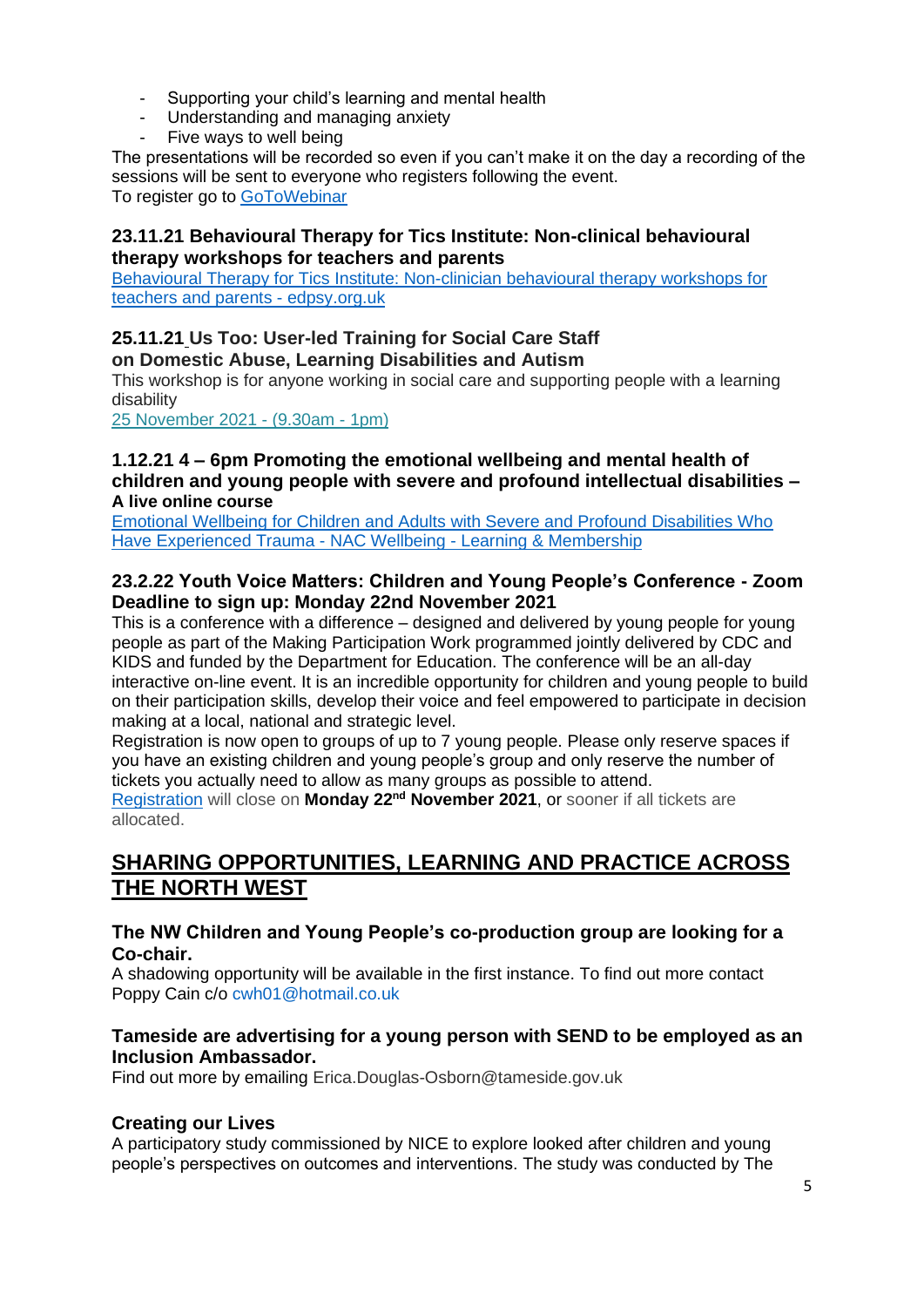- Supporting your child's learning and mental health
- Understanding and managing anxiety
- Five ways to well being

The presentations will be recorded so even if you can't make it on the day a recording of the sessions will be sent to everyone who registers following the event.
To register go to GoToWebinar

### 23.11.21 Behavioural Therapy for Tics Institute: Non-clinical behavioural therapy workshops for teachers and parents

Behavioural Therapy for Tics Institute: Non-clinician behavioural therapy workshops for teachers and parents - edpsy.org.uk

### 25.11.21 Us Too: User-led Training for Social Care Staff on Domestic Abuse, Learning Disabilities and Autism

This workshop is for anyone working in social care and supporting people with a learning disability
25 November 2021 - (9.30am - 1pm)

### 1.12.21 4 – 6pm Promoting the emotional wellbeing and mental health of children and young people with severe and profound intellectual disabilities – A live online course

Emotional Wellbeing for Children and Adults with Severe and Profound Disabilities Who Have Experienced Trauma - NAC Wellbeing - Learning & Membership

### 23.2.22 Youth Voice Matters: Children and Young People's Conference - Zoom Deadline to sign up: Monday 22nd November 2021

This is a conference with a difference – designed and delivered by young people for young people as part of the Making Participation Work programmed jointly delivered by CDC and KIDS and funded by the Department for Education. The conference will be an all-day interactive on-line event. It is an incredible opportunity for children and young people to build on their participation skills, develop their voice and feel empowered to participate in decision making at a local, national and strategic level.
Registration is now open to groups of up to 7 young people. Please only reserve spaces if you have an existing children and young people's group and only reserve the number of tickets you actually need to allow as many groups as possible to attend.
Registration will close on **Monday 22nd November 2021**, or sooner if all tickets are allocated.

## SHARING OPPORTUNITIES, LEARNING AND PRACTICE ACROSS THE NORTH WEST

### The NW Children and Young People's co-production group are looking for a Co-chair.

A shadowing opportunity will be available in the first instance. To find out more contact Poppy Cain c/o cwh01@hotmail.co.uk

### Tameside are advertising for a young person with SEND to be employed as an Inclusion Ambassador.

Find out more by emailing Erica.Douglas-Osborn@tameside.gov.uk

### Creating our Lives

A participatory study commissioned by NICE to explore looked after children and young people's perspectives on outcomes and interventions. The study was conducted by The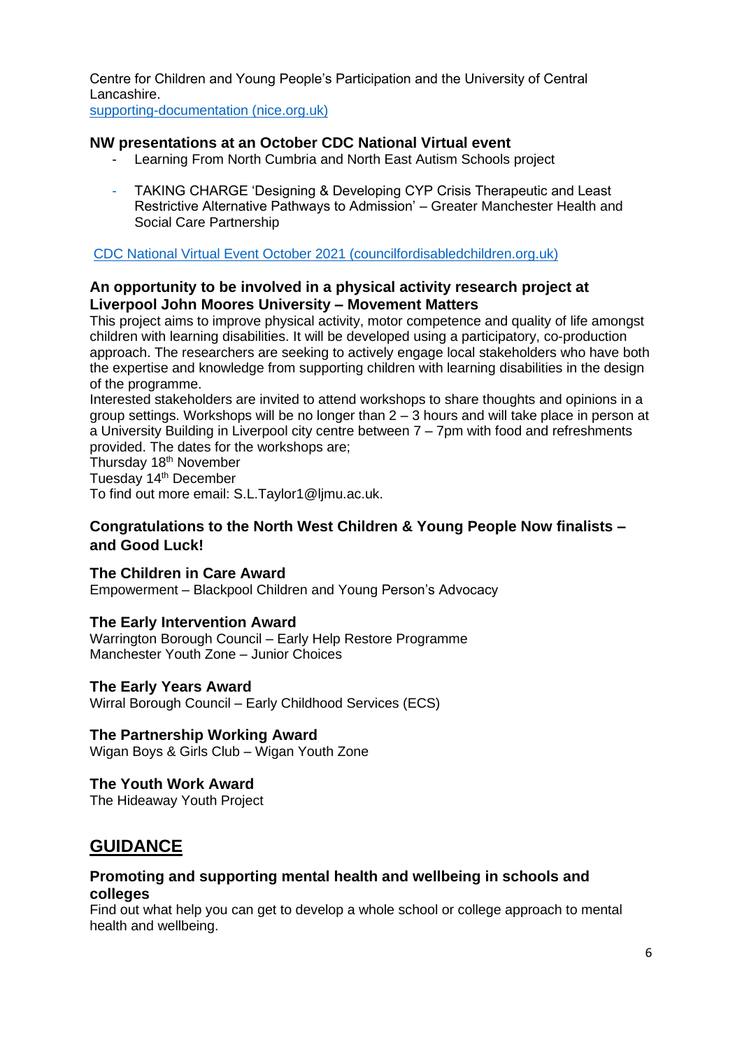Centre for Children and Young People's Participation and the University of Central Lancashire.
[supporting-documentation (nice.org.uk)](supporting-documentation (nice.org.uk))

### NW presentations at an October CDC National Virtual event

- Learning From North Cumbria and North East Autism Schools project
- TAKING CHARGE 'Designing & Developing CYP Crisis Therapeutic and Least Restrictive Alternative Pathways to Admission' – Greater Manchester Health and Social Care Partnership

CDC National Virtual Event October 2021 (councilfordisabledchildren.org.uk)

### An opportunity to be involved in a physical activity research project at Liverpool John Moores University – Movement Matters

This project aims to improve physical activity, motor competence and quality of life amongst children with learning disabilities. It will be developed using a participatory, co-production approach. The researchers are seeking to actively engage local stakeholders who have both the expertise and knowledge from supporting children with learning disabilities in the design of the programme.

Interested stakeholders are invited to attend workshops to share thoughts and opinions in a group settings. Workshops will be no longer than 2 – 3 hours and will take place in person at a University Building in Liverpool city centre between 7 – 7pm with food and refreshments provided. The dates for the workshops are;

Thursday 18th November

Tuesday 14th December

To find out more email: S.L.Taylor1@ljmu.ac.uk.

### Congratulations to the North West Children & Young People Now finalists – and Good Luck!

**The Children in Care Award**

Empowerment – Blackpool Children and Young Person's Advocacy

**The Early Intervention Award**

Warrington Borough Council – Early Help Restore Programme
Manchester Youth Zone – Junior Choices

**The Early Years Award**

Wirral Borough Council – Early Childhood Services (ECS)

**The Partnership Working Award**

Wigan Boys & Girls Club – Wigan Youth Zone

**The Youth Work Award**

The Hideaway Youth Project

## GUIDANCE

### Promoting and supporting mental health and wellbeing in schools and colleges

Find out what help you can get to develop a whole school or college approach to mental health and wellbeing.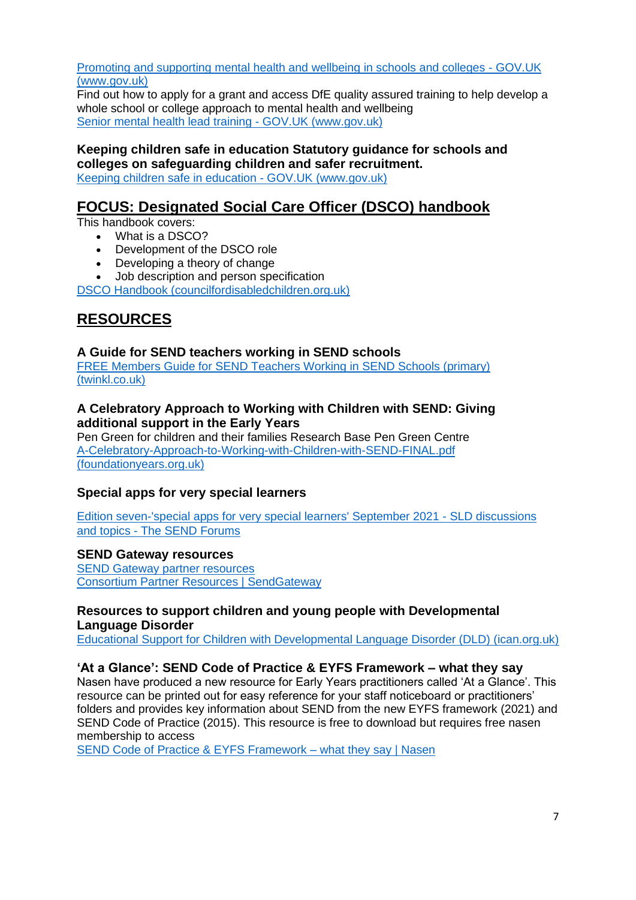Promoting and supporting mental health and wellbeing in schools and colleges - GOV.UK (www.gov.uk)

Find out how to apply for a grant and access DfE quality assured training to help develop a whole school or college approach to mental health and wellbeing

Senior mental health lead training - GOV.UK (www.gov.uk)

**Keeping children safe in education Statutory guidance for schools and colleges on safeguarding children and safer recruitment.**

Keeping children safe in education - GOV.UK (www.gov.uk)

## FOCUS: Designated Social Care Officer (DSCO) handbook

This handbook covers:

- What is a DSCO?
- Development of the DSCO role
- Developing a theory of change
- Job description and person specification

DSCO Handbook (councilfordisabledchildren.org.uk)

## RESOURCES

### A Guide for SEND teachers working in SEND schools

FREE Members Guide for SEND Teachers Working in SEND Schools (primary) (twinkl.co.uk)

### A Celebratory Approach to Working with Children with SEND: Giving additional support in the Early Years

Pen Green for children and their families Research Base Pen Green Centre

A-Celebratory-Approach-to-Working-with-Children-with-SEND-FINAL.pdf (foundationyears.org.uk)

### Special apps for very special learners

Edition seven-'special apps for very special learners' September 2021 - SLD discussions and topics - The SEND Forums

### SEND Gateway resources

SEND Gateway partner resources

Consortium Partner Resources | SendGateway

### Resources to support children and young people with Developmental Language Disorder

Educational Support for Children with Developmental Language Disorder (DLD) (ican.org.uk)

### 'At a Glance': SEND Code of Practice & EYFS Framework – what they say

Nasen have produced a new resource for Early Years practitioners called 'At a Glance'. This resource can be printed out for easy reference for your staff noticeboard or practitioners' folders and provides key information about SEND from the new EYFS framework (2021) and SEND Code of Practice (2015). This resource is free to download but requires free nasen membership to access

SEND Code of Practice & EYFS Framework – what they say | Nasen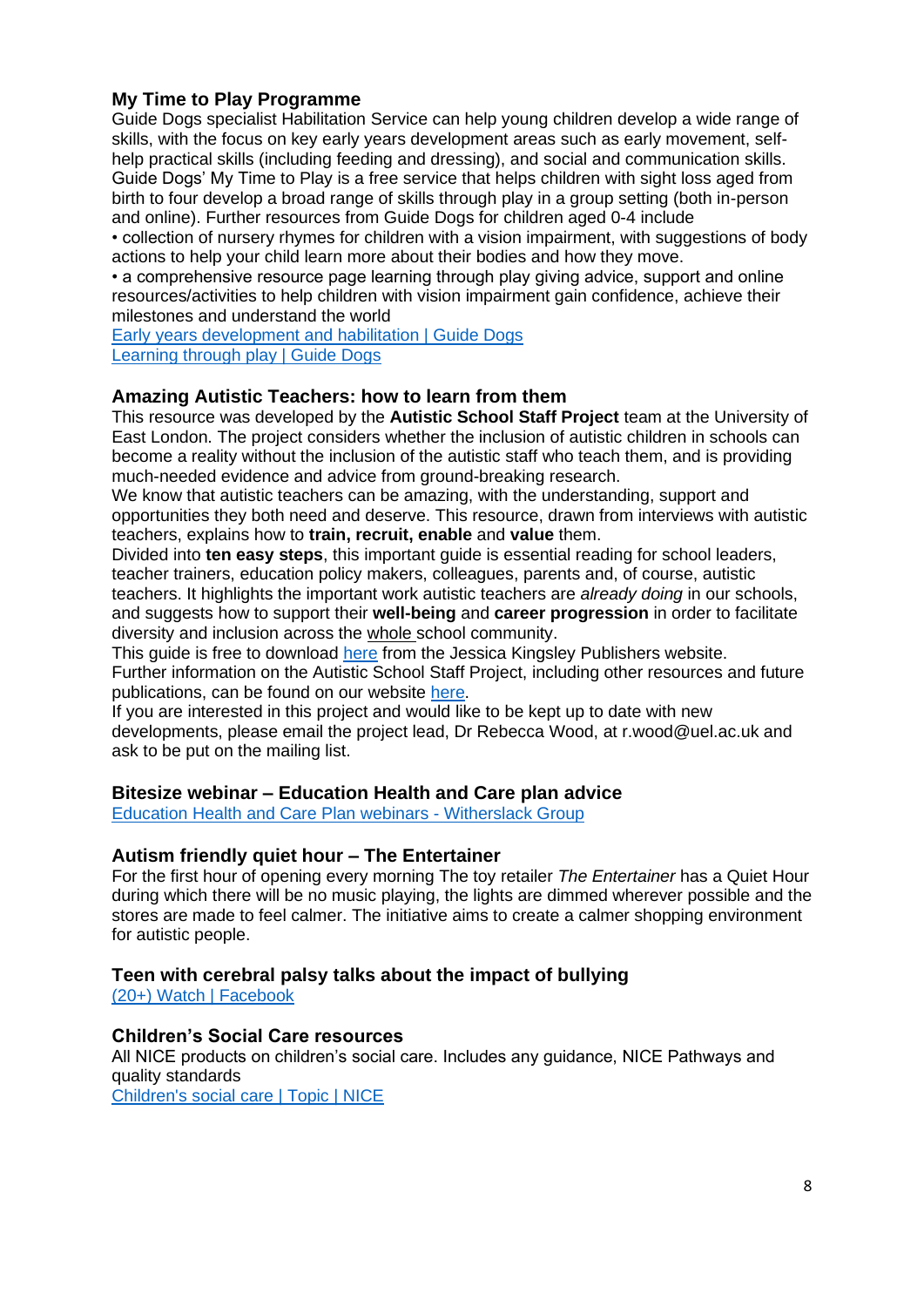## My Time to Play Programme

Guide Dogs specialist Habilitation Service can help young children develop a wide range of skills, with the focus on key early years development areas such as early movement, self-help practical skills (including feeding and dressing), and social and communication skills. Guide Dogs' My Time to Play is a free service that helps children with sight loss aged from birth to four develop a broad range of skills through play in a group setting (both in-person and online). Further resources from Guide Dogs for children aged 0-4 include

- collection of nursery rhymes for children with a vision impairment, with suggestions of body actions to help your child learn more about their bodies and how they move.
- a comprehensive resource page learning through play giving advice, support and online resources/activities to help children with vision impairment gain confidence, achieve their milestones and understand the world

Early years development and habilitation | Guide Dogs
Learning through play | Guide Dogs

## Amazing Autistic Teachers: how to learn from them

This resource was developed by the **Autistic School Staff Project** team at the University of East London. The project considers whether the inclusion of autistic children in schools can become a reality without the inclusion of the autistic staff who teach them, and is providing much-needed evidence and advice from ground-breaking research.

We know that autistic teachers can be amazing, with the understanding, support and opportunities they both need and deserve. This resource, drawn from interviews with autistic teachers, explains how to **train, recruit, enable** and **value** them.

Divided into **ten easy steps**, this important guide is essential reading for school leaders, teacher trainers, education policy makers, colleagues, parents and, of course, autistic teachers. It highlights the important work autistic teachers are *already doing* in our schools, and suggests how to support their **well-being** and **career progression** in order to facilitate diversity and inclusion across the whole school community.

This guide is free to download here from the Jessica Kingsley Publishers website.

Further information on the Autistic School Staff Project, including other resources and future publications, can be found on our website here.

If you are interested in this project and would like to be kept up to date with new developments, please email the project lead, Dr Rebecca Wood, at r.wood@uel.ac.uk and ask to be put on the mailing list.

## Bitesize webinar – Education Health and Care plan advice

Education Health and Care Plan webinars - Witherslack Group

## Autism friendly quiet hour – The Entertainer

For the first hour of opening every morning The toy retailer *The Entertainer* has a Quiet Hour during which there will be no music playing, the lights are dimmed wherever possible and the stores are made to feel calmer. The initiative aims to create a calmer shopping environment for autistic people.

## Teen with cerebral palsy talks about the impact of bullying

(20+) Watch | Facebook

## Children's Social Care resources

All NICE products on children's social care. Includes any guidance, NICE Pathways and quality standards

Children's social care | Topic | NICE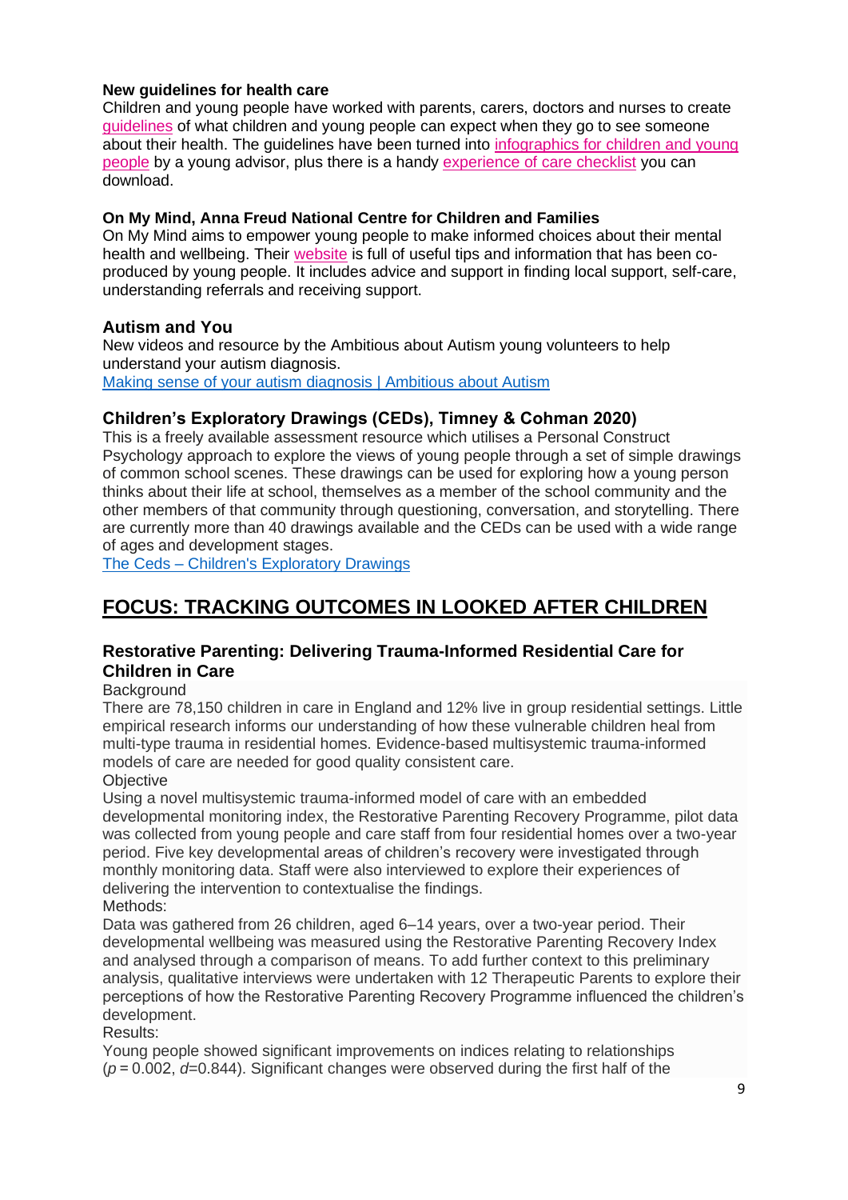**New guidelines for health care**

Children and young people have worked with parents, carers, doctors and nurses to create guidelines of what children and young people can expect when they go to see someone about their health. The guidelines have been turned into infographics for children and young people by a young advisor, plus there is a handy experience of care checklist you can download.

**On My Mind, Anna Freud National Centre for Children and Families**

On My Mind aims to empower young people to make informed choices about their mental health and wellbeing. Their website is full of useful tips and information that has been co-produced by young people. It includes advice and support in finding local support, self-care, understanding referrals and receiving support.

### Autism and You

New videos and resource by the Ambitious about Autism young volunteers to help understand your autism diagnosis.

Making sense of your autism diagnosis | Ambitious about Autism

### Children's Exploratory Drawings (CEDs), Timney & Cohman 2020)

This is a freely available assessment resource which utilises a Personal Construct Psychology approach to explore the views of young people through a set of simple drawings of common school scenes. These drawings can be used for exploring how a young person thinks about their life at school, themselves as a member of the school community and the other members of that community through questioning, conversation, and storytelling. There are currently more than 40 drawings available and the CEDs can be used with a wide range of ages and development stages.

The Ceds – Children's Exploratory Drawings

## FOCUS: TRACKING OUTCOMES IN LOOKED AFTER CHILDREN

### Restorative Parenting: Delivering Trauma-Informed Residential Care for Children in Care

Background

There are 78,150 children in care in England and 12% live in group residential settings. Little empirical research informs our understanding of how these vulnerable children heal from multi-type trauma in residential homes. Evidence-based multisystemic trauma-informed models of care are needed for good quality consistent care.

Objective

Using a novel multisystemic trauma-informed model of care with an embedded developmental monitoring index, the Restorative Parenting Recovery Programme, pilot data was collected from young people and care staff from four residential homes over a two-year period. Five key developmental areas of children's recovery were investigated through monthly monitoring data. Staff were also interviewed to explore their experiences of delivering the intervention to contextualise the findings.

Methods:

Data was gathered from 26 children, aged 6–14 years, over a two-year period. Their developmental wellbeing was measured using the Restorative Parenting Recovery Index and analysed through a comparison of means. To add further context to this preliminary analysis, qualitative interviews were undertaken with 12 Therapeutic Parents to explore their perceptions of how the Restorative Parenting Recovery Programme influenced the children's development.

Results:

Young people showed significant improvements on indices relating to relationships ($p = 0.002$, $d = 0.844$). Significant changes were observed during the first half of the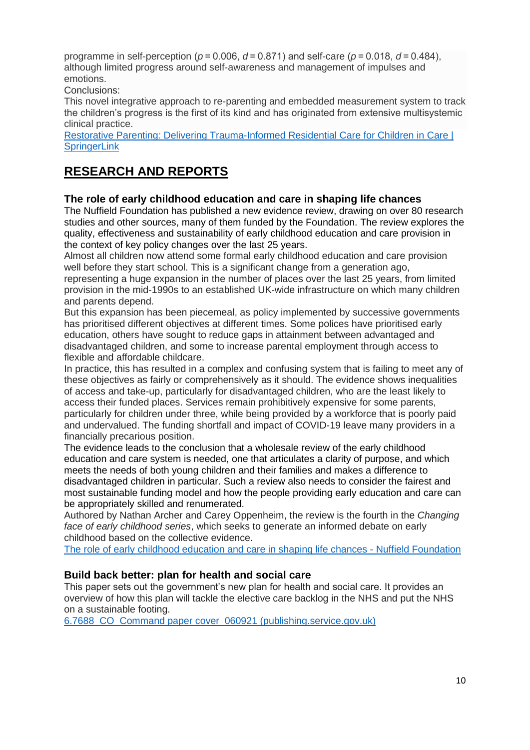programme in self-perception ($p = 0.006$, $d = 0.871$) and self-care ($p = 0.018$, $d = 0.484$), although limited progress around self-awareness and management of impulses and emotions.

Conclusions:

This novel integrative approach to re-parenting and embedded measurement system to track the children's progress is the first of its kind and has originated from extensive multisystemic clinical practice.

[Restorative Parenting: Delivering Trauma-Informed Residential Care for Children in Care | SpringerLink]

## RESEARCH AND REPORTS

### The role of early childhood education and care in shaping life chances

The Nuffield Foundation has published a new evidence review, drawing on over 80 research studies and other sources, many of them funded by the Foundation. The review explores the quality, effectiveness and sustainability of early childhood education and care provision in the context of key policy changes over the last 25 years.

Almost all children now attend some formal early childhood education and care provision well before they start school. This is a significant change from a generation ago, representing a huge expansion in the number of places over the last 25 years, from limited provision in the mid-1990s to an established UK-wide infrastructure on which many children and parents depend.

But this expansion has been piecemeal, as policy implemented by successive governments has prioritised different objectives at different times. Some polices have prioritised early education, others have sought to reduce gaps in attainment between advantaged and disadvantaged children, and some to increase parental employment through access to flexible and affordable childcare.

In practice, this has resulted in a complex and confusing system that is failing to meet any of these objectives as fairly or comprehensively as it should. The evidence shows inequalities of access and take-up, particularly for disadvantaged children, who are the least likely to access their funded places. Services remain prohibitively expensive for some parents, particularly for children under three, while being provided by a workforce that is poorly paid and undervalued. The funding shortfall and impact of COVID-19 leave many providers in a financially precarious position.

The evidence leads to the conclusion that a wholesale review of the early childhood education and care system is needed, one that articulates a clarity of purpose, and which meets the needs of both young children and their families and makes a difference to disadvantaged children in particular. Such a review also needs to consider the fairest and most sustainable funding model and how the people providing early education and care can be appropriately skilled and renumerated.

Authored by Nathan Archer and Carey Oppenheim, the review is the fourth in the *Changing face of early childhood series*, which seeks to generate an informed debate on early childhood based on the collective evidence.

[The role of early childhood education and care in shaping life chances - Nuffield Foundation]

### Build back better: plan for health and social care

This paper sets out the government's new plan for health and social care. It provides an overview of how this plan will tackle the elective care backlog in the NHS and put the NHS on a sustainable footing.

[6.7688_CO_Command paper cover_060921 (publishing.service.gov.uk)]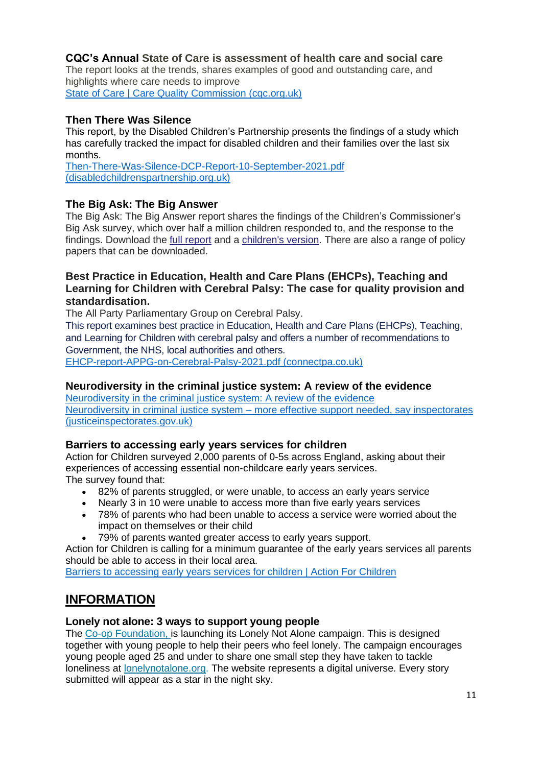### **CQC's Annual** State of Care is assessment of health care and social care

The report looks at the trends, shares examples of good and outstanding care, and highlights where care needs to improve
State of Care | Care Quality Commission (cqc.org.uk)

### Then There Was Silence

This report, by the Disabled Children's Partnership presents the findings of a study which has carefully tracked the impact for disabled children and their families over the last six months.
Then-There-Was-Silence-DCP-Report-10-September-2021.pdf (disabledchildrenspartnership.org.uk)

### The Big Ask: The Big Answer

The Big Ask: The Big Answer report shares the findings of the Children's Commissioner's Big Ask survey, which over half a million children responded to, and the response to the findings. Download the full report and a children's version. There are also a range of policy papers that can be downloaded.

### Best Practice in Education, Health and Care Plans (EHCPs), Teaching and Learning for Children with Cerebral Palsy: The case for quality provision and standardisation.

The All Party Parliamentary Group on Cerebral Palsy.
This report examines best practice in Education, Health and Care Plans (EHCPs), Teaching, and Learning for Children with cerebral palsy and offers a number of recommendations to Government, the NHS, local authorities and others.
EHCP-report-APPG-on-Cerebral-Palsy-2021.pdf (connectpa.co.uk)

### Neurodiversity in the criminal justice system: A review of the evidence

Neurodiversity in the criminal justice system: A review of the evidence
Neurodiversity in criminal justice system – more effective support needed, say inspectorates (justiceinspectorates.gov.uk)

### Barriers to accessing early years services for children

Action for Children surveyed 2,000 parents of 0-5s across England, asking about their experiences of accessing essential non-childcare early years services.
The survey found that:

- 82% of parents struggled, or were unable, to access an early years service
- Nearly 3 in 10 were unable to access more than five early years services
- 78% of parents who had been unable to access a service were worried about the impact on themselves or their child
- 79% of parents wanted greater access to early years support.

Action for Children is calling for a minimum guarantee of the early years services all parents should be able to access in their local area.
Barriers to accessing early years services for children | Action For Children

## INFORMATION

### Lonely not alone: 3 ways to support young people

The Co-op Foundation, is launching its Lonely Not Alone campaign. This is designed together with young people to help their peers who feel lonely. The campaign encourages young people aged 25 and under to share one small step they have taken to tackle loneliness at lonelynotalone.org. The website represents a digital universe. Every story submitted will appear as a star in the night sky.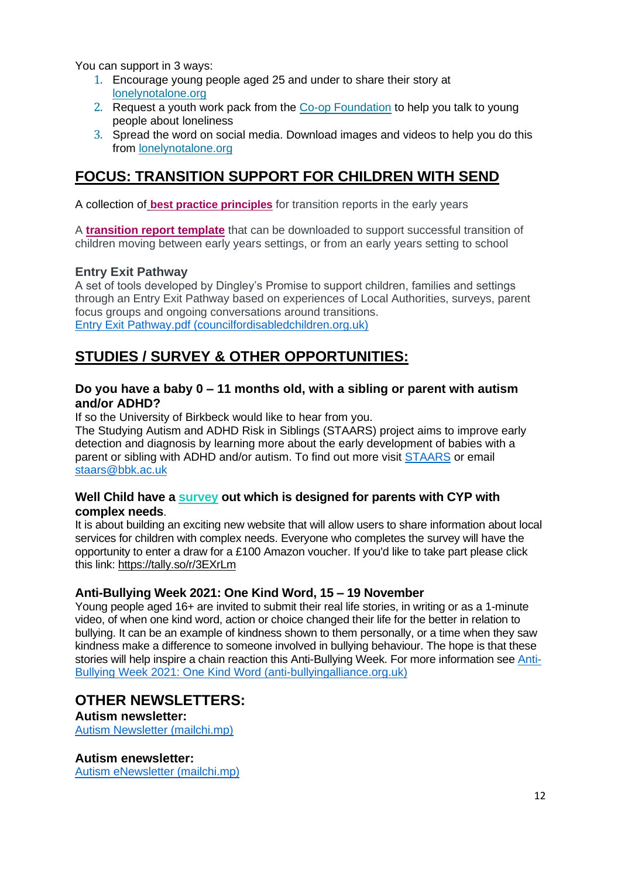You can support in 3 ways:

1. Encourage young people aged 25 and under to share their story at lonelynotalone.org
2. Request a youth work pack from the Co-op Foundation to help you talk to young people about loneliness
3. Spread the word on social media. Download images and videos to help you do this from lonelynotalone.org

## FOCUS: TRANSITION SUPPORT FOR CHILDREN WITH SEND

A collection of **best practice principles** for transition reports in the early years

A **transition report template** that can be downloaded to support successful transition of children moving between early years settings, or from an early years setting to school

### Entry Exit Pathway

A set of tools developed by Dingley's Promise to support children, families and settings through an Entry Exit Pathway based on experiences of Local Authorities, surveys, parent focus groups and ongoing conversations around transitions.
Entry Exit Pathway.pdf (councilfordisabledchildren.org.uk)

## STUDIES / SURVEY & OTHER OPPORTUNITIES:

### Do you have a baby 0 – 11 months old, with a sibling or parent with autism and/or ADHD?

If so the University of Birkbeck would like to hear from you.
The Studying Autism and ADHD Risk in Siblings (STAARS) project aims to improve early detection and diagnosis by learning more about the early development of babies with a parent or sibling with ADHD and/or autism. To find out more visit STAARS or email staars@bbk.ac.uk

### Well Child have a survey out which is designed for parents with CYP with complex needs.

It is about building an exciting new website that will allow users to share information about local services for children with complex needs. Everyone who completes the survey will have the opportunity to enter a draw for a £100 Amazon voucher. If you'd like to take part please click this link: https://tally.so/r/3EXrLm

### Anti-Bullying Week 2021: One Kind Word, 15 – 19 November

Young people aged 16+ are invited to submit their real life stories, in writing or as a 1-minute video, of when one kind word, action or choice changed their life for the better in relation to bullying. It can be an example of kindness shown to them personally, or a time when they saw kindness make a difference to someone involved in bullying behaviour. The hope is that these stories will help inspire a chain reaction this Anti-Bullying Week. For more information see Anti-Bullying Week 2021: One Kind Word (anti-bullyingalliance.org.uk)

## OTHER NEWSLETTERS:

**Autism newsletter:**
Autism Newsletter (mailchi.mp)

**Autism enewsletter:**
Autism eNewsletter (mailchi.mp)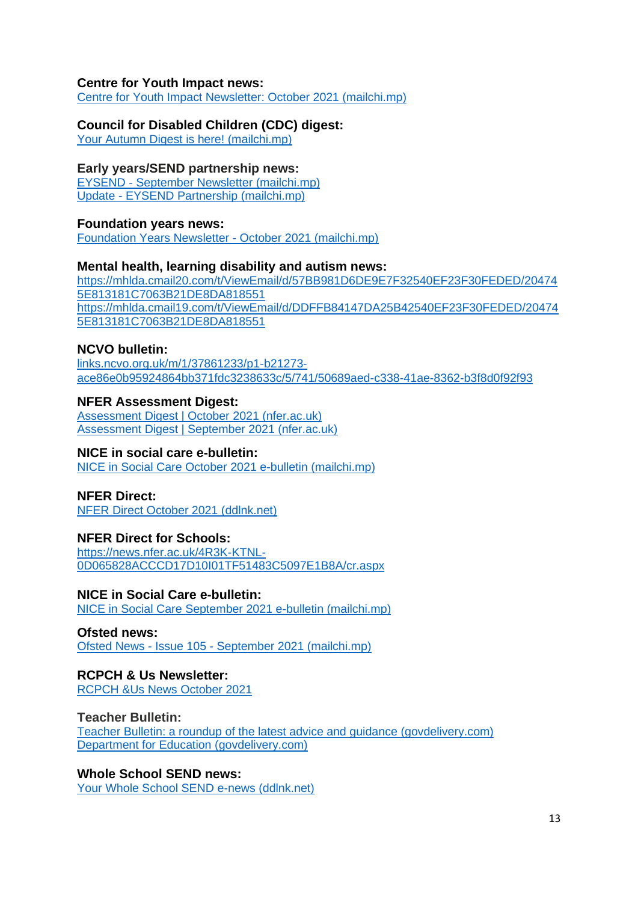**Centre for Youth Impact news:**
Centre for Youth Impact Newsletter: October 2021 (mailchi.mp)

**Council for Disabled Children (CDC) digest:**
Your Autumn Digest is here! (mailchi.mp)

**Early years/SEND partnership news:**
EYSEND - September Newsletter (mailchi.mp)
Update - EYSEND Partnership (mailchi.mp)

**Foundation years news:**
Foundation Years Newsletter - October 2021 (mailchi.mp)

**Mental health, learning disability and autism news:**
https://mhlda.cmail20.com/t/ViewEmail/d/57BB981D6DE9E7F32540EF23F30FEDED/204745E813181C7063B21DE8DA818551
https://mhlda.cmail19.com/t/ViewEmail/d/DDFFB84147DA25B42540EF23F30FEDED/204745E813181C7063B21DE8DA818551

**NCVO bulletin:**
links.ncvo.org.uk/m/1/37861233/p1-b21273-ace86e0b95924864bb371fdc3238633c/5/741/50689aed-c338-41ae-8362-b3f8d0f92f93

**NFER Assessment Digest:**
Assessment Digest | October 2021 (nfer.ac.uk)
Assessment Digest | September 2021 (nfer.ac.uk)

**NICE in social care e-bulletin:**
NICE in Social Care October 2021 e-bulletin (mailchi.mp)

**NFER Direct:**
NFER Direct October 2021 (ddlnk.net)

**NFER Direct for Schools:**
https://news.nfer.ac.uk/4R3K-KTNL-0D065828ACCCD17D10I01TF51483C5097E1B8A/cr.aspx

**NICE in Social Care e-bulletin:**
NICE in Social Care September 2021 e-bulletin (mailchi.mp)

**Ofsted news:**
Ofsted News - Issue 105 - September 2021 (mailchi.mp)

**RCPCH & Us Newsletter:**
RCPCH &Us News October 2021

**Teacher Bulletin:**
Teacher Bulletin: a roundup of the latest advice and guidance (govdelivery.com)
Department for Education (govdelivery.com)

**Whole School SEND news:**
Your Whole School SEND e-news (ddlnk.net)